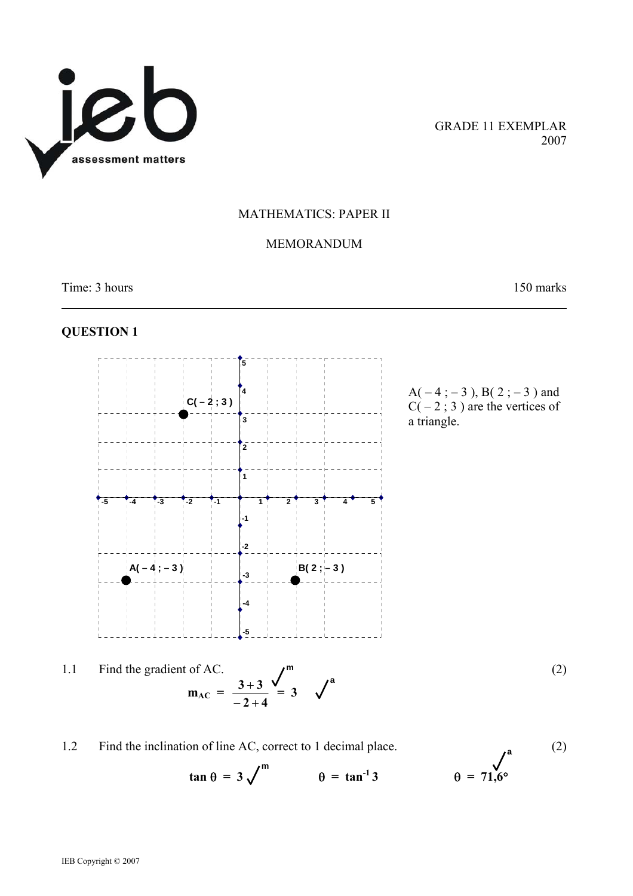GRADE 11 EXEMPLAR
2007

MATHEMATICS: PAPER II

MEMORANDUM

Time: 3 hours 150 marks

---

## QUESTION 1

A( – 4 ; – 3 ), B( 2 ; – 3 ) and C( – 2 ; 3 ) are the vertices of a triangle.

1.1 Find the gradient of AC. (2)

$$\mathbf{m_{AC}} = \frac{3+3}{-2+4} \checkmark^{m} = 3 \checkmark^{a}$$

1.2 Find the inclination of line AC, correct to 1 decimal place. (2)

$$\tan\theta = 3 \checkmark^{m} \qquad \theta = \tan^{-1} 3 \qquad \theta = 71{,}6° \checkmark^{a}$$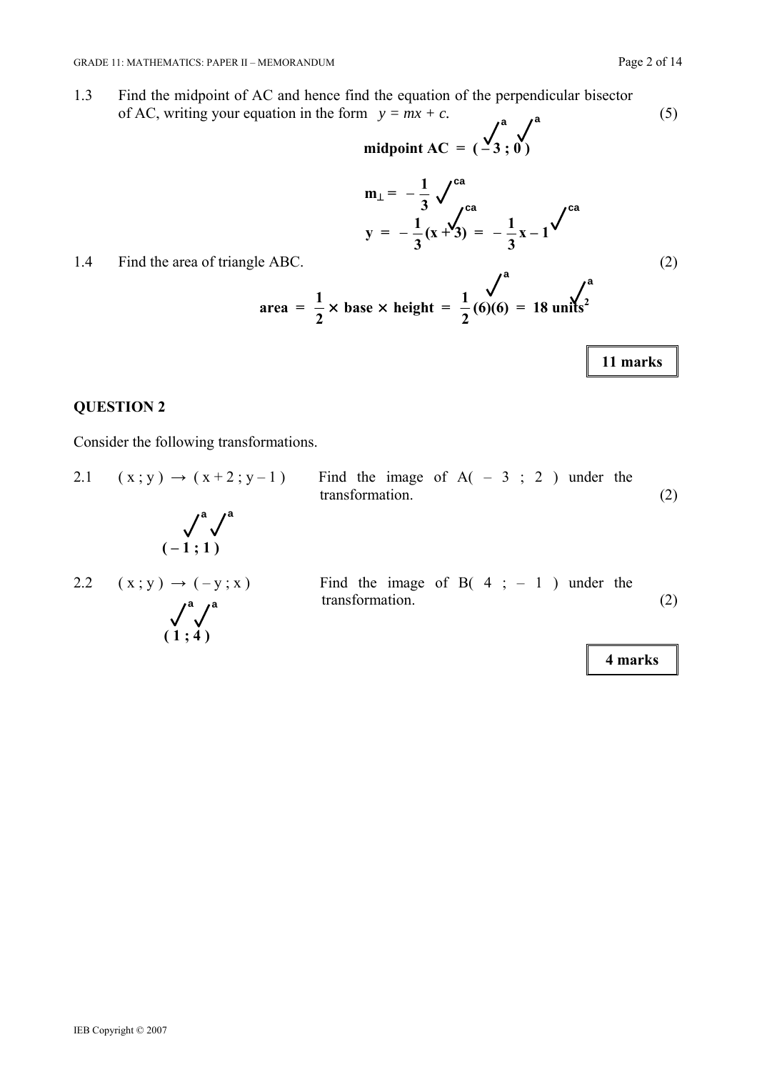1.3 Find the midpoint of AC and hence find the equation of the perpendicular bisector of AC, writing your equation in the form $y = mx + c$. (5)

**midpoint AC = ( – 3 ; 0 )** ✓a ✓a

$$m_{\perp} = -\frac{1}{3}$$ ✓ca

$$y = -\frac{1}{3}(x + 3) = -\frac{1}{3}x - 1$$ ✓ca ✓ca

1.4 Find the area of triangle ABC. (2)

$$\text{area} = \frac{1}{2} \times \text{base} \times \text{height} = \frac{1}{2}(6)(6) = 18 \text{ units}^2$$ ✓a ✓a

**11 marks**

## QUESTION 2

Consider the following transformations.

2.1 ( x ; y ) → ( x + 2 ; y – 1 ) Find the image of A( – 3 ; 2 ) under the transformation. (2)

**( – 1 ; 1 )** ✓a ✓a

2.2 ( x ; y ) → ( – y ; x ) Find the image of B( 4 ; – 1 ) under the transformation. (2)

**( 1 ; 4 )** ✓a ✓a

**4 marks**

IEB Copyright © 2007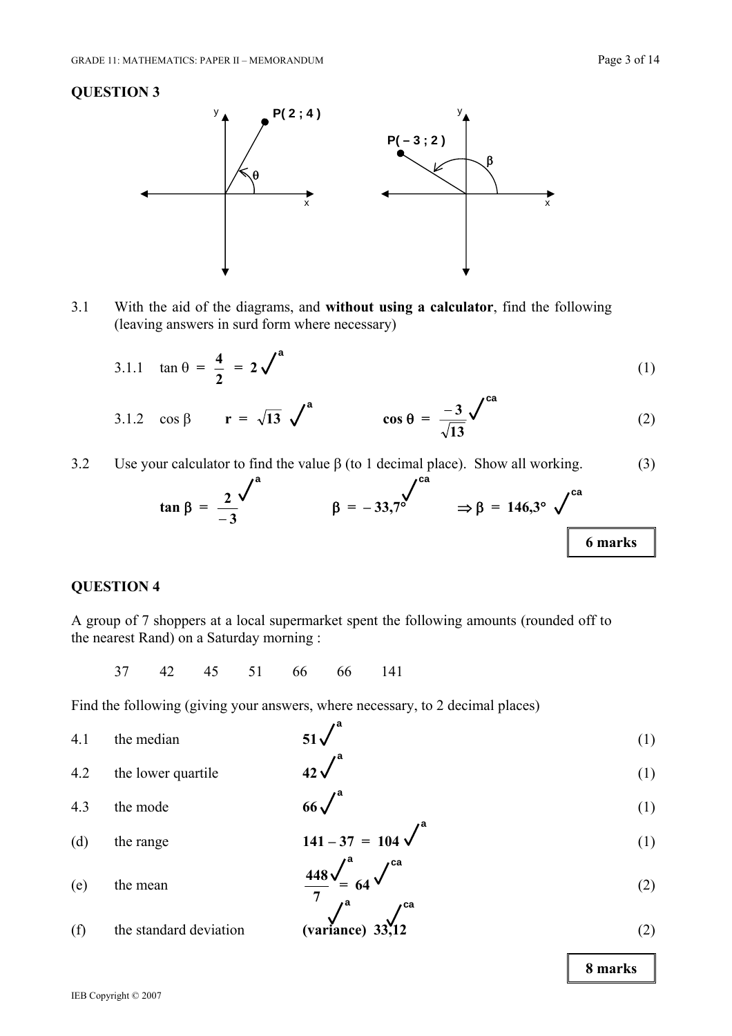## QUESTION 3

3.1 With the aid of the diagrams, and **without using a calculator**, find the following (leaving answers in surd form where necessary)

3.1.1 $\tan \theta = \frac{4}{2} = 2$ ✓a (1)

3.1.2 $\cos \beta$ $\quad r = \sqrt{13}$ ✓a $\quad \cos \theta = \frac{-3}{\sqrt{13}}$ ✓ca (2)

3.2 Use your calculator to find the value β (to 1 decimal place). Show all working. (3)

$\tan \beta = \frac{2}{-3}$ ✓a $\quad \beta = -33{,}7°$ ✓ca $\quad \Rightarrow \beta = 146{,}3°$ ✓ca

**6 marks**

## QUESTION 4

A group of 7 shoppers at a local supermarket spent the following amounts (rounded off to the nearest Rand) on a Saturday morning :

37 42 45 51 66 66 141

Find the following (giving your answers, where necessary, to 2 decimal places)

4.1 the median **51** ✓a (1)

4.2 the lower quartile **42** ✓a (1)

4.3 the mode **66** ✓a (1)

(d) the range **141 – 37 = 104** ✓a (1)

(e) the mean $\frac{448}{7}$ ✓a $= 64$ ✓ca (2)

(f) the standard deviation ✓a **(variance) 33,12** ✓ca (2)

**8 marks**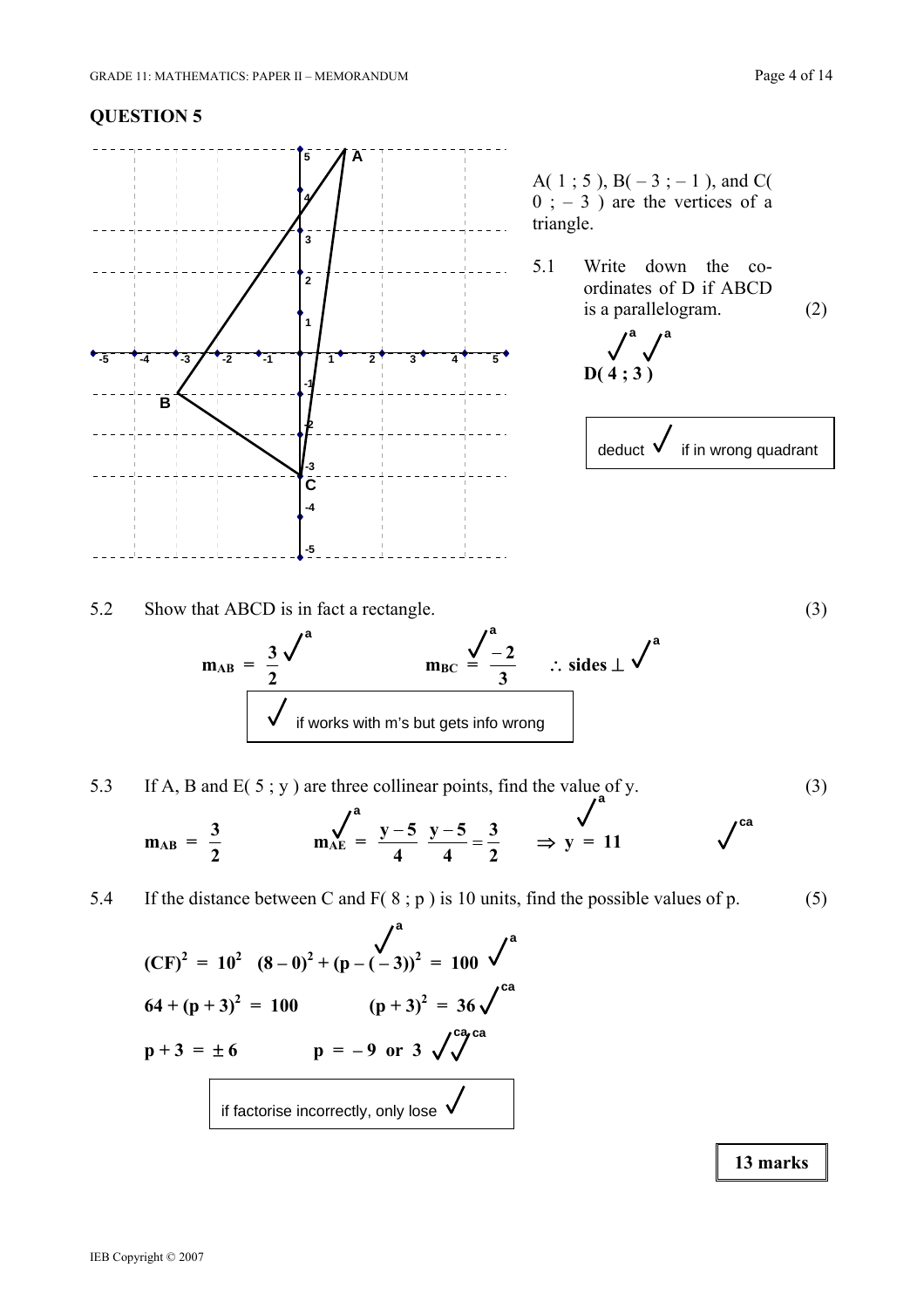## QUESTION 5

A( 1 ; 5 ), B( – 3 ; – 1 ), and C( 0 ; – 3 ) are the vertices of a triangle.

5.1 Write down the co-ordinates of D if ABCD is a parallelogram. (2)

✓a ✓a
**D( 4 ; 3 )**

> deduct ✓ if in wrong quadrant

5.2 Show that ABCD is in fact a rectangle. (3)

$\mathbf{m_{AB} = \frac{3}{2}}$ ✓a $\qquad$ $\mathbf{m_{BC} = \frac{-2}{3}}$ ✓a $\qquad$ $\therefore$ **sides** $\perp$ ✓a

> ✓ if works with m's but gets info wrong

5.3 If A, B and E( 5 ; y ) are three collinear points, find the value of y. (3)

$\mathbf{m_{AB} = \frac{3}{2}}$ $\qquad$ $\mathbf{m_{AE} = \frac{y-5}{4}}$ ✓a $\quad$ $\mathbf{\frac{y-5}{4} = \frac{3}{2}}$ ✓a $\quad \Rightarrow$ **y = 11** ✓ca

5.4 If the distance between C and F( 8 ; p ) is 10 units, find the possible values of p. (5)

$\mathbf{(CF)^2 = 10^2 \quad (8-0)^2 + (p-(-3))^2 = 100}$ ✓a ✓a

$\mathbf{64 + (p+3)^2 = 100 \qquad (p+3)^2 = 36}$ ✓ca

$\mathbf{p + 3 = \pm 6 \qquad p = -9 \text{ or } 3}$ ✓ca ✓ca

> if factorise incorrectly, only lose ✓

**13 marks**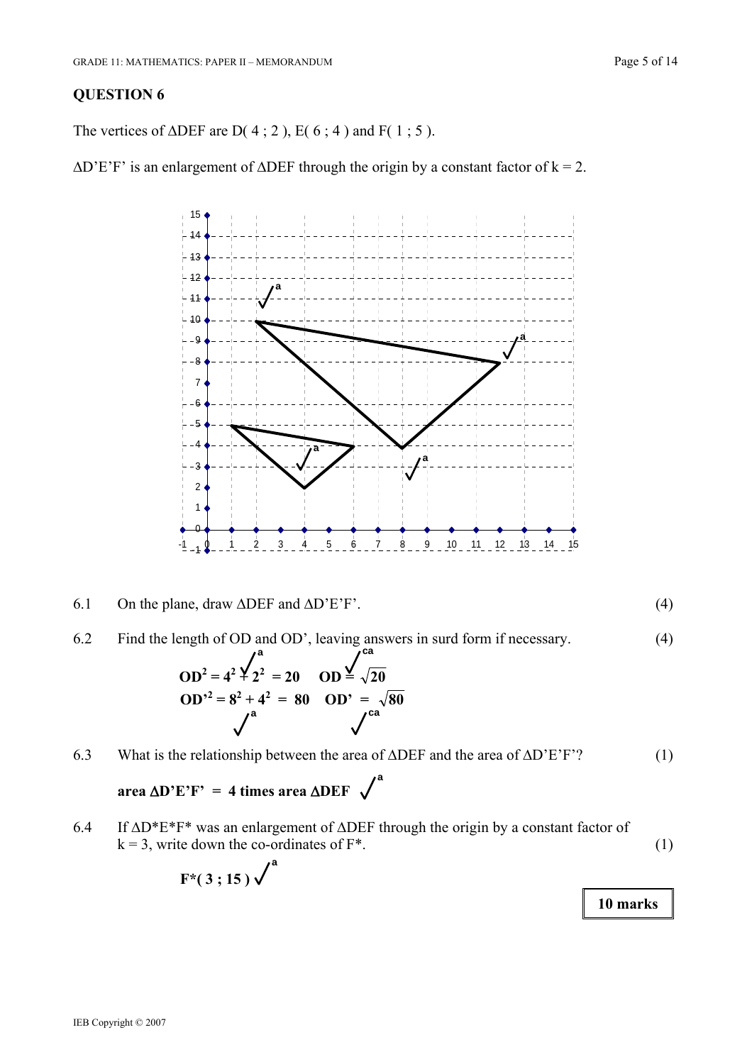## QUESTION 6

The vertices of ΔDEF are D( 4 ; 2 ), E( 6 ; 4 ) and F( 1 ; 5 ).

ΔD'E'F' is an enlargement of ΔDEF through the origin by a constant factor of k = 2.

6.1 On the plane, draw ΔDEF and ΔD'E'F'. (4)

6.2 Find the length of OD and OD', leaving answers in surd form if necessary. (4)

$$\mathbf{OD^2 = 4^2 + 2^2 = 20 \quad OD = \sqrt{20}}$$ ✓a ✓ca

$$\mathbf{OD'^2 = 8^2 + 4^2 = 80 \quad OD' = \sqrt{80}}$$ ✓a ✓ca

6.3 What is the relationship between the area of ΔDEF and the area of ΔD'E'F'? (1)

**area ΔD'E'F' = 4 times area ΔDEF** ✓a

6.4 If ΔD\*E\*F\* was an enlargement of ΔDEF through the origin by a constant factor of k = 3, write down the co-ordinates of F\*. (1)

**F\*( 3 ; 15 )** ✓a

**10 marks**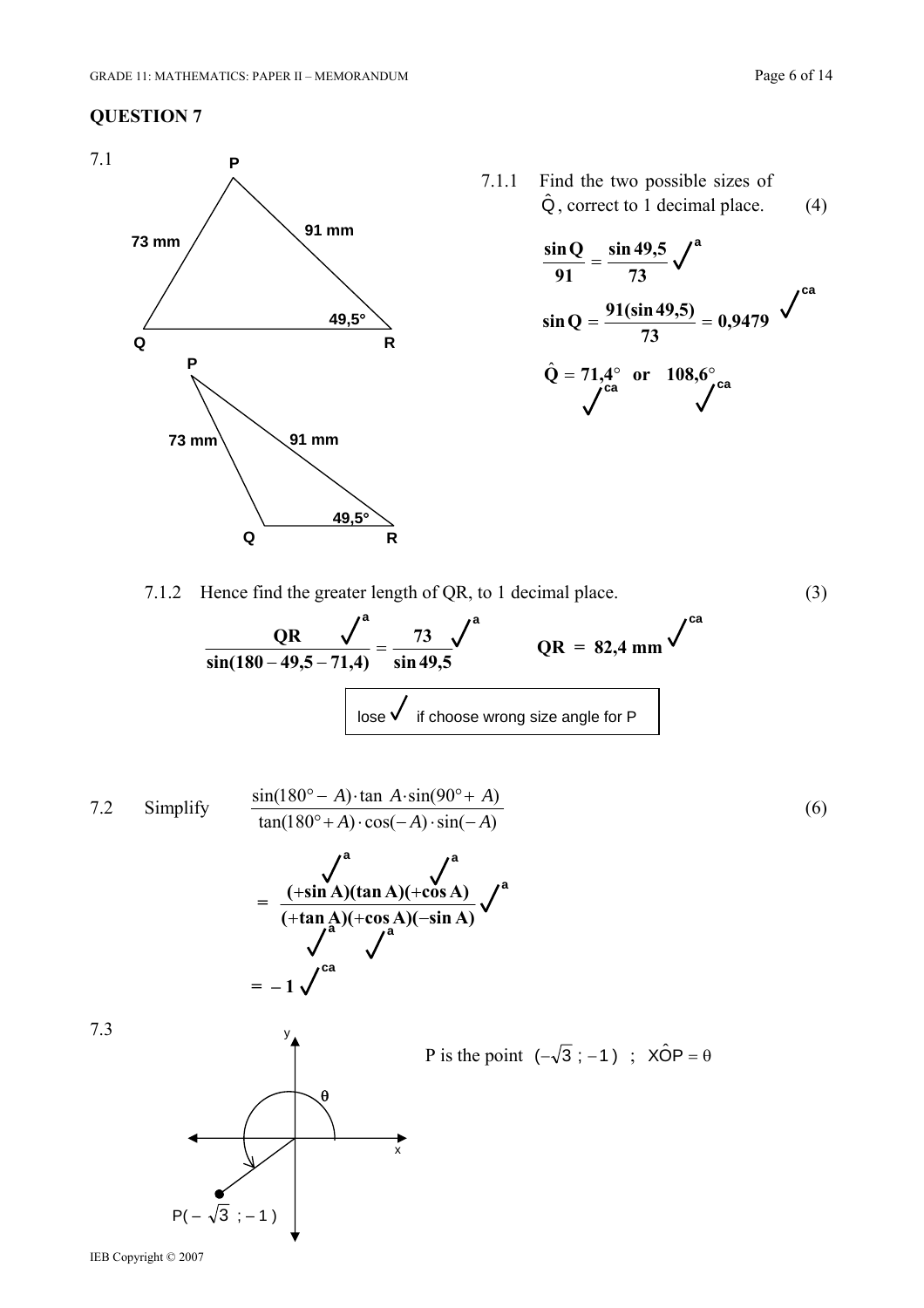## QUESTION 7

7.1

P, Q, R triangles: PQ = 73 mm, PR = 91 mm, $\hat{R} = 49,5°$

7.1.1 Find the two possible sizes of $\hat{Q}$, correct to 1 decimal place. (4)

$$\frac{\sin Q}{91} = \frac{\sin 49,5}{73} \checkmark^{a}$$

$$\sin Q = \frac{91(\sin 49,5)}{73} = 0,9479 \checkmark^{ca}$$

$$\hat{Q} = 71,4° \checkmark^{ca} \quad \text{or} \quad 108,6° \checkmark^{ca}$$

7.1.2 Hence find the greater length of QR, to 1 decimal place. (3)

$$\frac{QR}{\sin(180 - 49,5 - 71,4)} \checkmark^{a} = \frac{73}{\sin 49,5} \checkmark^{a} \qquad QR = 82,4 \text{ mm} \checkmark^{ca}$$

lose ✓ if choose wrong size angle for P

7.2 Simplify
$$\frac{\sin(180° - A) \cdot \tan A \cdot \sin(90° + A)}{\tan(180° + A) \cdot \cos(-A) \cdot \sin(-A)} \qquad (6)$$

$$= \frac{(+\sin A)(\tan A)(+\cos A)}{(+\tan A)(+\cos A)(-\sin A)} \checkmark^{a}\checkmark^{a}\checkmark^{a}\checkmark^{a}\checkmark^{a}$$

$$= -1 \checkmark^{ca}$$

7.3

P is the point $(-\sqrt{3}\,;\,-1)$ ; $X\hat{O}P = \theta$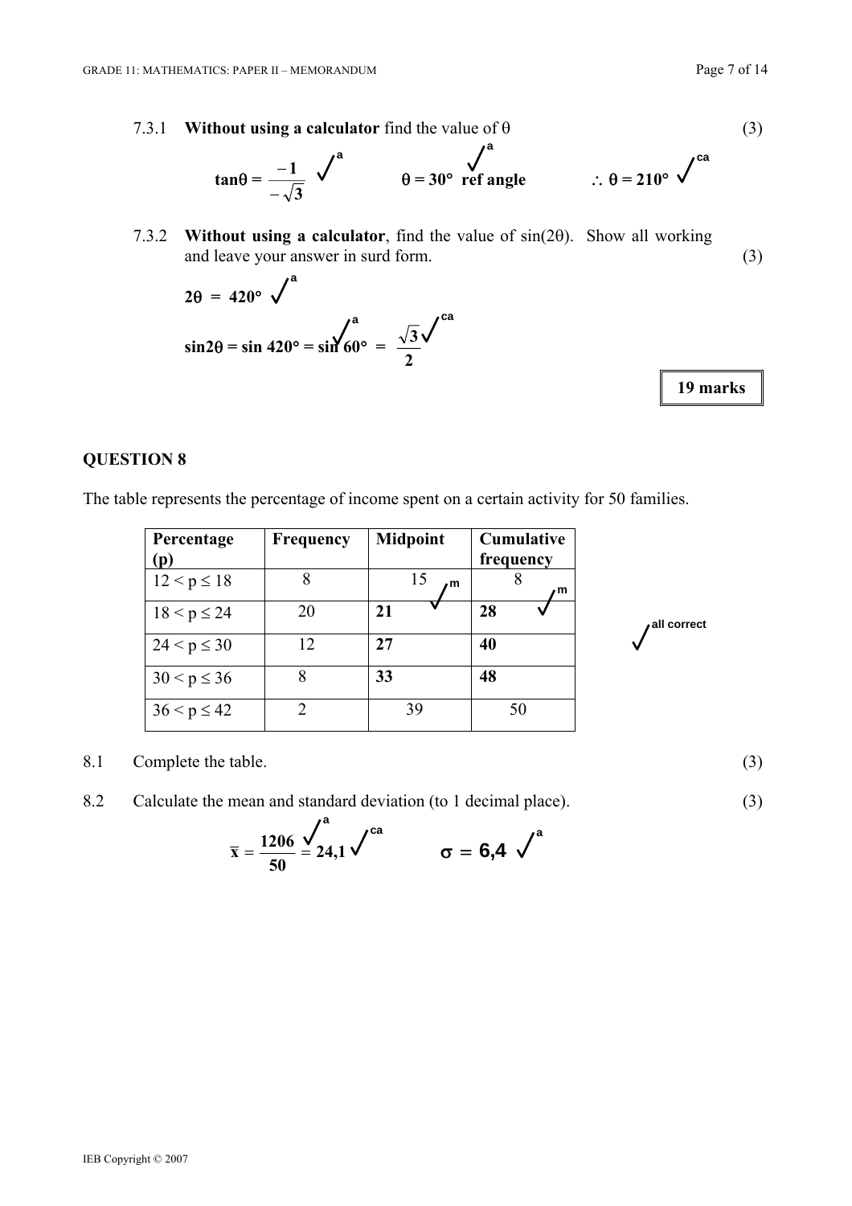7.3.1 **Without using a calculator** find the value of θ (3)

$$\tan\theta = \frac{-1}{-\sqrt{3}} \checkmark^{a} \qquad \theta = 30° \text{ ref angle } \checkmark^{a} \qquad \therefore\ \theta = 210° \checkmark^{ca}$$

7.3.2 **Without using a calculator**, find the value of sin(2θ). Show all working and leave your answer in surd form. (3)

$$2\theta = 420° \checkmark^{a}$$

$$\sin 2\theta = \sin 420° = \sin 60° \checkmark^{a} = \frac{\sqrt{3}}{2} \checkmark^{ca}$$

**19 marks**

## QUESTION 8

The table represents the percentage of income spent on a certain activity for 50 families.

| Percentage (p) | Frequency | Midpoint | Cumulative frequency |
|---|---|---|---|
| $12 < p \leq 18$ | 8 | 15 ✓m | 8 ✓m |
| $18 < p \leq 24$ | 20 | **21** | **28** |
| $24 < p \leq 30$ | 12 | **27** | **40** |
| $30 < p \leq 36$ | 8 | **33** | **48** |
| $36 < p \leq 42$ | 2 | 39 | 50 |

✓ all correct

8.1 Complete the table. (3)

8.2 Calculate the mean and standard deviation (to 1 decimal place). (3)

$$\bar{x} = \frac{1206}{50} \checkmark^{a} = 24{,}1 \checkmark^{ca} \qquad \sigma = 6{,}4 \checkmark^{a}$$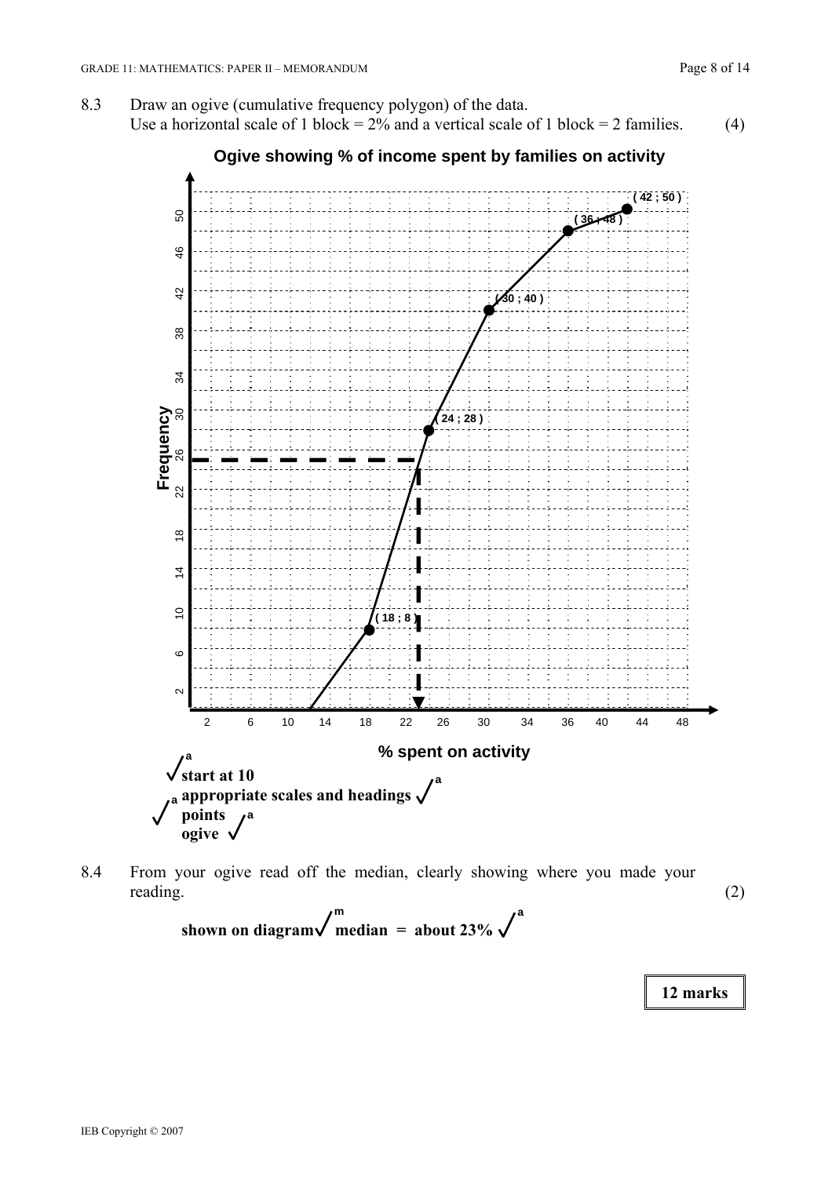8.3 Draw an ogive (cumulative frequency polygon) of the data.
Use a horizontal scale of 1 block = 2% and a vertical scale of 1 block = 2 families. (4)

**Ogive showing % of income spent by families on activity**

(18 ; 8), (24 ; 28), (30 ; 40), (36 ; 48), (42 ; 50)

Frequency

% spent on activity

**✓^a start at 10**
**appropriate scales and headings ✓^a**
**✓^a points**
**ogive ✓^a**

8.4 From your ogive read off the median, clearly showing where you made your reading. (2)

**shown on diagram✓^m median = about 23% ✓^a**

**12 marks**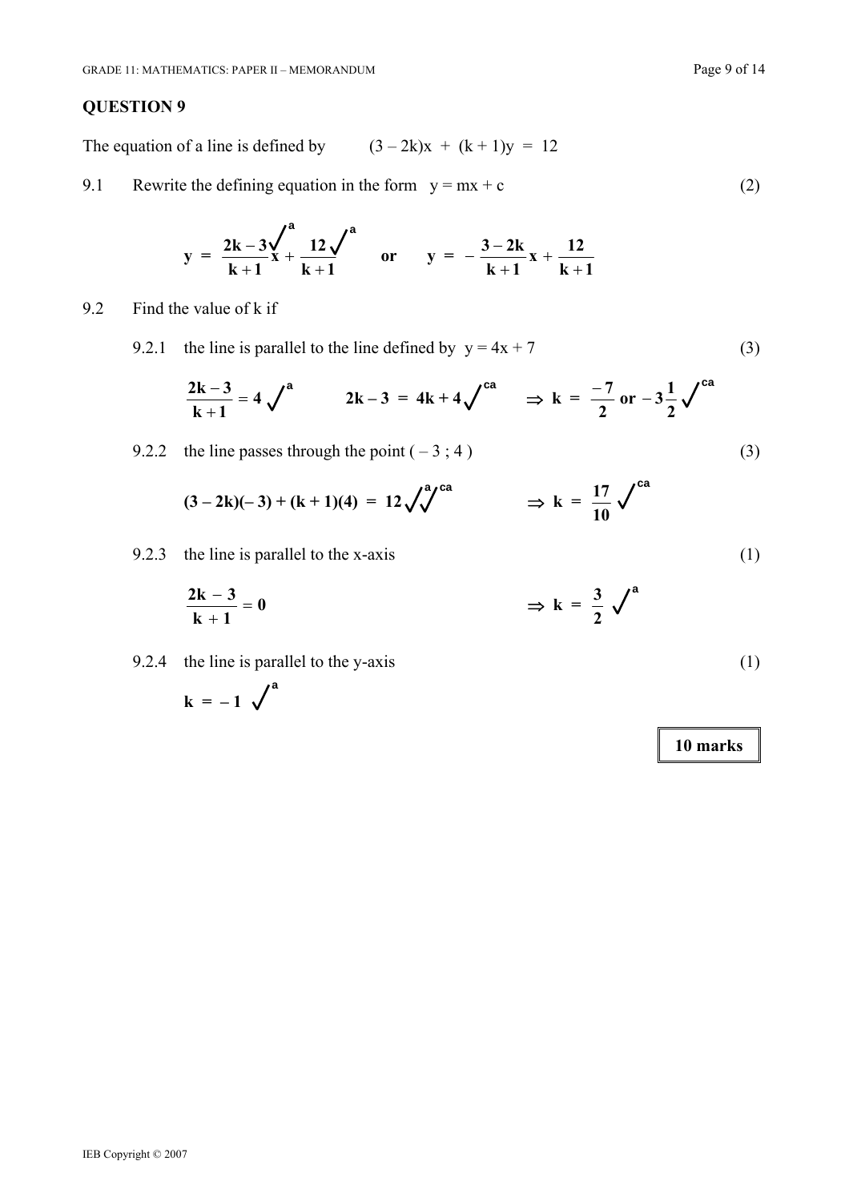## QUESTION 9

The equation of a line is defined by $(3 - 2k)x + (k + 1)y = 12$

9.1 Rewrite the defining equation in the form $y = mx + c$ (2)

$$y = \frac{2k-3}{k+1}x + \frac{12}{k+1} \checkmark^{a} \checkmark^{a} \quad \text{or} \quad y = -\frac{3-2k}{k+1}x + \frac{12}{k+1}$$

9.2 Find the value of k if

9.2.1 the line is parallel to the line defined by $y = 4x + 7$ (3)

$$\frac{2k-3}{k+1} = 4 \checkmark^{a} \qquad 2k - 3 = 4k + 4 \checkmark^{ca} \qquad \Rightarrow k = \frac{-7}{2} \text{ or } -3\frac{1}{2} \checkmark^{ca}$$

9.2.2 the line passes through the point $( - 3 ; 4 )$ (3)

$$(3 - 2k)(-3) + (k + 1)(4) = 12 \checkmark^{a} \checkmark^{ca} \qquad \Rightarrow k = \frac{17}{10} \checkmark^{ca}$$

9.2.3 the line is parallel to the x-axis (1)

$$\frac{2k-3}{k+1} = 0 \qquad \Rightarrow k = \frac{3}{2} \checkmark^{a}$$

9.2.4 the line is parallel to the y-axis (1)

$$k = -1 \checkmark^{a}$$

**10 marks**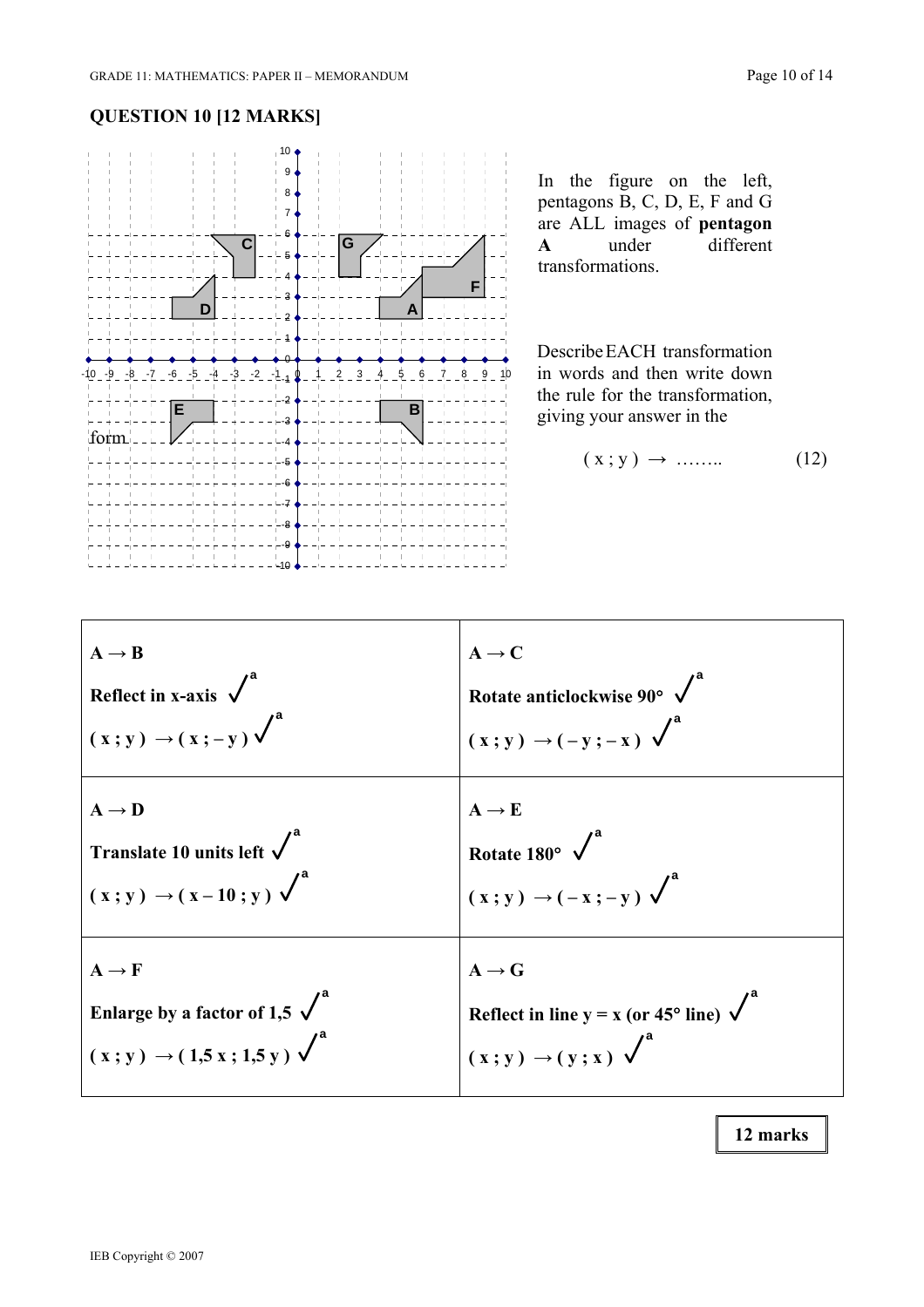## QUESTION 10 [12 MARKS]

In the figure on the left, pentagons B, C, D, E, F and G are ALL images of **pentagon A** under different transformations.

Describe EACH transformation in words and then write down the rule for the transformation, giving your answer in the form

$$( x ; y ) \rightarrow \ldots\ldots \qquad (12)$$

| | |
|---|---|
| **A → B**<br>**Reflect in x-axis** ✓[a]<br>$( x ; y ) \rightarrow ( x ; -y )$ ✓[a] | **A → C**<br>**Rotate anticlockwise 90°** ✓[a]<br>$( x ; y ) \rightarrow ( -y ; -x )$ ✓[a] |
| **A → D**<br>**Translate 10 units left** ✓[a]<br>$( x ; y ) \rightarrow ( x - 10 ; y )$ ✓[a] | **A → E**<br>**Rotate 180°** ✓[a]<br>$( x ; y ) \rightarrow ( -x ; -y )$ ✓[a] |
| **A → F**<br>**Enlarge by a factor of 1,5** ✓[a]<br>$( x ; y ) \rightarrow ( 1{,}5 x ; 1{,}5 y )$ ✓[a] | **A → G**<br>**Reflect in line y = x (or 45° line)** ✓[a]<br>$( x ; y ) \rightarrow ( y ; x )$ ✓[a] |

**12 marks**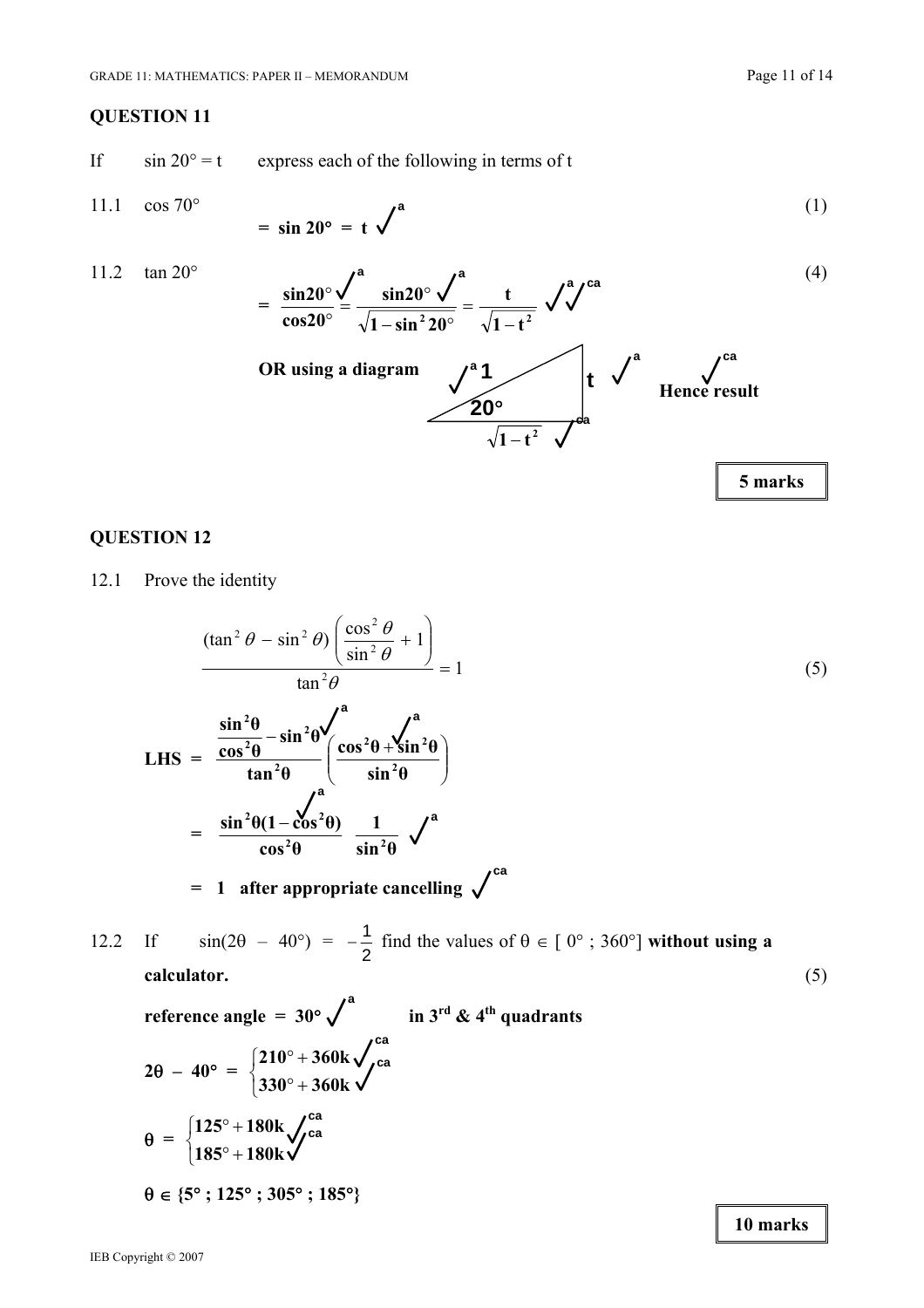## QUESTION 11

If $\sin 20° = t$ express each of the following in terms of t

11.1 $\cos 70°$ (1)

$$= \sin 20° = t \ ✓^{a}$$

11.2 $\tan 20°$ (4)

$$= \frac{\sin 20°}{\cos 20°} ✓^{a} = \frac{\sin 20°}{\sqrt{1-\sin^2 20°}} ✓^{a} = \frac{t}{\sqrt{1-t^2}} \ ✓^{a} ✓^{ca}$$

**OR using a diagram** ✓[a] 1, t ✓[a], $\sqrt{1-t^2}$ ✓[ca], 20° **Hence result** ✓[ca]

**5 marks**

## QUESTION 12

12.1 Prove the identity (5)

$$\frac{(\tan^2\theta - \sin^2\theta)\left(\dfrac{\cos^2\theta}{\sin^2\theta}+1\right)}{\tan^2\theta} = 1$$

$$\textbf{LHS} = \frac{\dfrac{\sin^2\theta}{\cos^2\theta} - \sin^2\theta}{\tan^2\theta} ✓^{a} \left(\frac{\cos^2\theta + \sin^2\theta}{\sin^2\theta}\right) ✓^{a}$$

$$= \frac{\sin^2\theta(1-\cos^2\theta)}{\cos^2\theta} ✓^{a} \ \frac{1}{\sin^2\theta} \ ✓^{a}$$

$= 1$ **after appropriate cancelling** ✓[ca]

12.2 If $\sin(2\theta - 40°) = -\frac{1}{2}$ find the values of $\theta \in [\,0° \,;\, 360°]$ **without using a calculator.** (5)

**reference angle** $= 30°$ ✓[a] **in 3rd & 4th quadrants**

$$2\theta - 40° = \begin{cases} 210° + 360k \ ✓^{ca} \\ 330° + 360k \ ✓^{ca} \end{cases}$$

$$\theta = \begin{cases} 125° + 180k \ ✓^{ca} \\ 185° + 180k \ ✓^{ca} \end{cases}$$

$$\theta \in \{5° \,;\, 125° \,;\, 305° \,;\, 185°\}$$

**10 marks**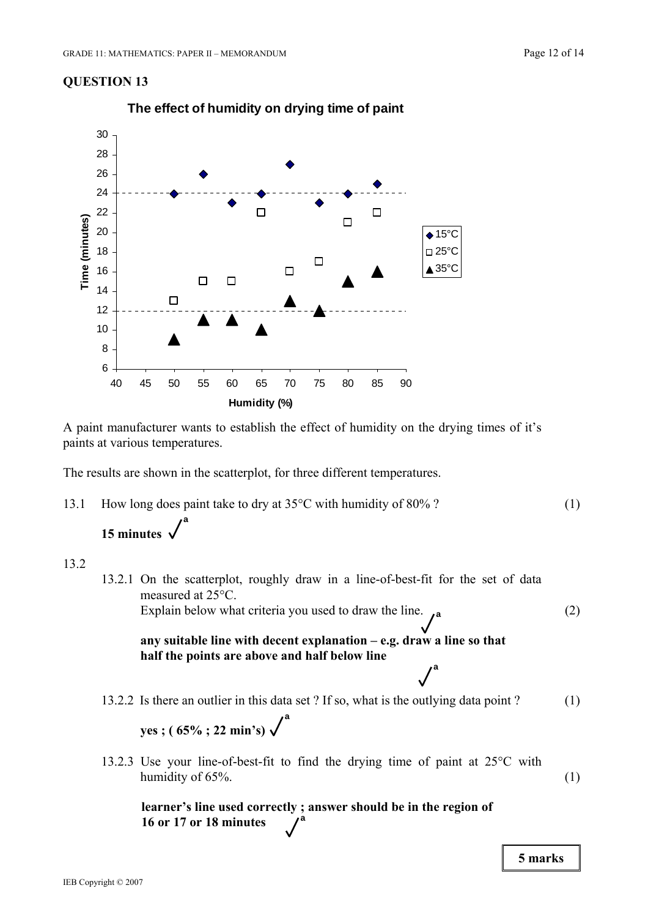## QUESTION 13

**The effect of humidity on drying time of paint**

A paint manufacturer wants to establish the effect of humidity on the drying times of it's paints at various temperatures.

The results are shown in the scatterplot, for three different temperatures.

13.1 How long does paint take to dry at 35°C with humidity of 80% ? (1)

**15 minutes** ✓[a]

13.2

13.2.1 On the scatterplot, roughly draw in a line-of-best-fit for the set of data measured at 25°C.
Explain below what criteria you used to draw the line. ✓[a] (2)

**any suitable line with decent explanation – e.g. draw a line so that half the points are above and half below line** ✓[a]

13.2.2 Is there an outlier in this data set ? If so, what is the outlying data point ? (1)

**yes ; ( 65% ; 22 min's)** ✓[a]

13.2.3 Use your line-of-best-fit to find the drying time of paint at 25°C with humidity of 65%. (1)

**learner's line used correctly ; answer should be in the region of 16 or 17 or 18 minutes** ✓[a]

**5 marks**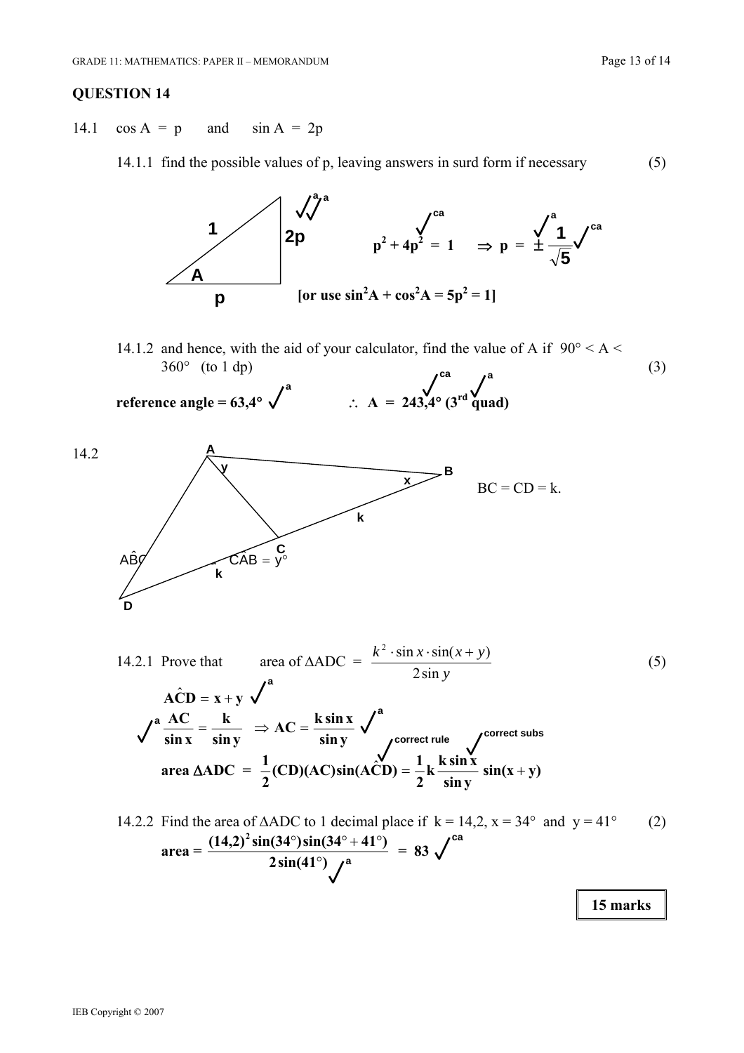## QUESTION 14

14.1 cos A = p and sin A = 2p

14.1.1 find the possible values of p, leaving answers in surd form if necessary (5)

$$p^2 + 4p^2 = 1 \quad \Rightarrow \quad p = \pm \frac{1}{\sqrt{5}}$$

**[or use $\sin^2 A + \cos^2 A = 5p^2 = 1$]**

14.1.2 and hence, with the aid of your calculator, find the value of A if 90° < A < 360° (to 1 dp) (3)

**reference angle = 63,4°** ✓a  **∴ A = 243,4° (3rd quad)** ✓ca ✓a

14.2 BC = CD = k. $A\hat{B}C = x°$, $C\hat{A}B = y°$

14.2.1 Prove that area of ΔADC = $\dfrac{k^2 \cdot \sin x \cdot \sin(x+y)}{2\sin y}$ (5)

$$\mathbf{A\hat{C}D = x + y}$$

$$\frac{AC}{\sin x} = \frac{k}{\sin y} \quad \Rightarrow AC = \frac{k \sin x}{\sin y}$$

$$\text{area } \Delta ADC = \frac{1}{2}(CD)(AC)\sin(A\hat{C}D) = \frac{1}{2}k\frac{k\sin x}{\sin y}\sin(x+y)$$

14.2.2 Find the area of ΔADC to 1 decimal place if k = 14,2, x = 34° and y = 41° (2)

$$\text{area} = \frac{(14,2)^2 \sin(34°)\sin(34° + 41°)}{2\sin(41°)} = 83$$

**15 marks**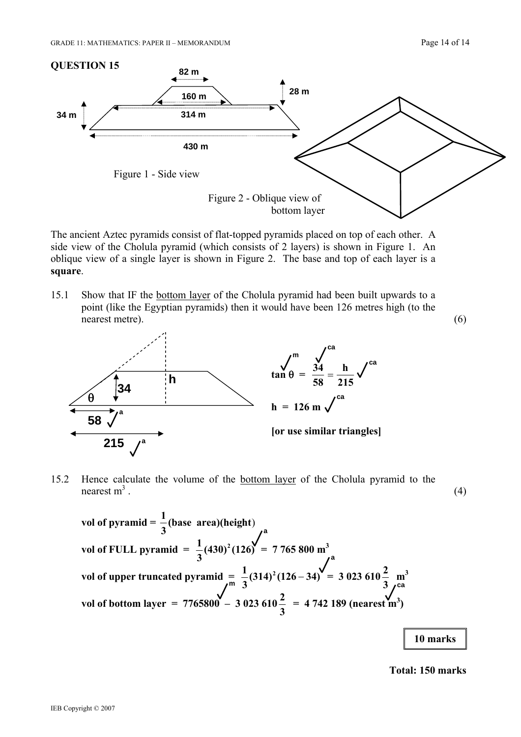## QUESTION 15

82 m

160 m

28 m

34 m

314 m

430 m

Figure 1 - Side view

Figure 2 - Oblique view of bottom layer

The ancient Aztec pyramids consist of flat-topped pyramids placed on top of each other. A side view of the Cholula pyramid (which consists of 2 layers) is shown in Figure 1. An oblique view of a single layer is shown in Figure 2. The base and top of each layer is a **square**.

15.1 Show that IF the bottom layer of the Cholula pyramid had been built upwards to a point (like the Egyptian pyramids) then it would have been 126 metres high (to the nearest metre). (6)

h

34

θ

58 ✓a

215 ✓a

$$\tan\theta = \frac{34}{58} = \frac{h}{215}$$ ✓m ✓ca ✓ca

$$h = 126 \text{ m}$$ ✓ca

**[or use similar triangles]**

15.2 Hence calculate the volume of the bottom layer of the Cholula pyramid to the nearest $m^3$. (4)

$$\text{vol of pyramid} = \frac{1}{3}(\text{base area})(\text{height})$$

$$\text{vol of FULL pyramid} = \frac{1}{3}(430)^2(126) = 7\ 765\ 800 \text{ m}^3$$ ✓a

$$\text{vol of upper truncated pyramid} = \frac{1}{3}(314)^2(126-34) = 3\ 023\ 610\frac{2}{3} \text{ m}^3$$ ✓a

$$\text{vol of bottom layer} = 7765800 - 3\ 023\ 610\frac{2}{3} = 4\ 742\ 189 \text{ (nearest m}^3)$$ ✓m ✓ca

**10 marks**

**Total: 150 marks**